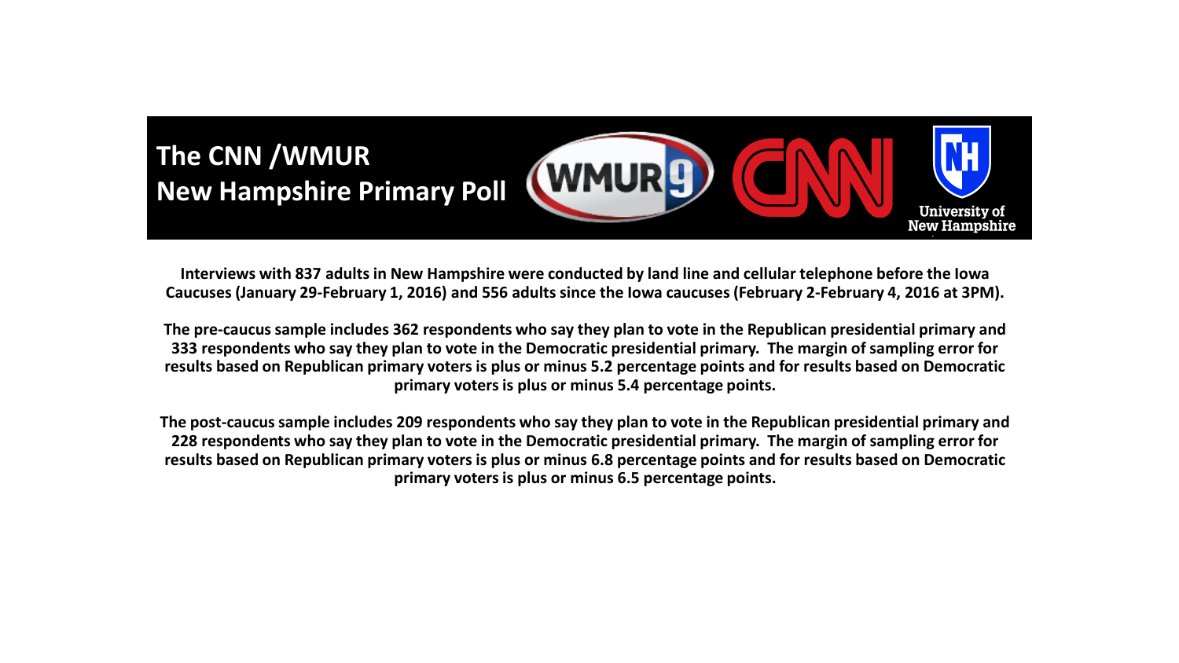# The CNN /WMUR New Hampshire Primary Poll

**Interviews with 837 adults in New Hampshire were conducted by land line and cellular telephone before the Iowa Caucuses (January 29-February 1, 2016) and 556 adults since the Iowa caucuses (February 2-February 4, 2016 at 3PM).**

**The pre-caucus sample includes 362 respondents who say they plan to vote in the Republican presidential primary and 333 respondents who say they plan to vote in the Democratic presidential primary. The margin of sampling error for results based on Republican primary voters is plus or minus 5.2 percentage points and for results based on Democratic primary voters is plus or minus 5.4 percentage points.**

**The post-caucus sample includes 209 respondents who say they plan to vote in the Republican presidential primary and 228 respondents who say they plan to vote in the Democratic presidential primary. The margin of sampling error for results based on Republican primary voters is plus or minus 6.8 percentage points and for results based on Democratic primary voters is plus or minus 6.5 percentage points.**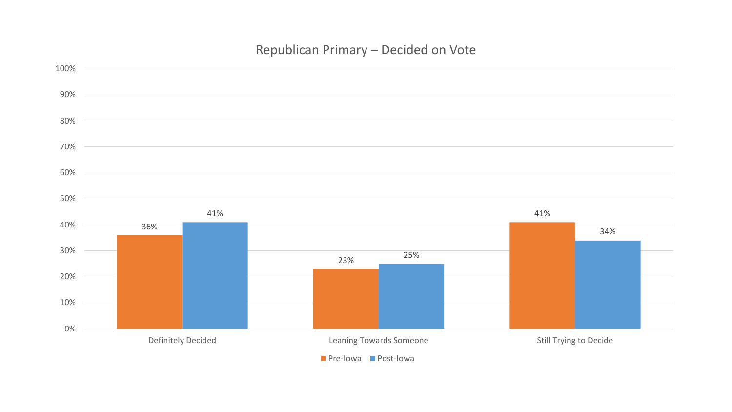## Republican Primary – Decided on Vote

| | Pre-Iowa | Post-Iowa |
|---|---|---|
| Definitely Decided | 36% | 41% |
| Leaning Towards Someone | 23% | 25% |
| Still Trying to Decide | 41% | 34% |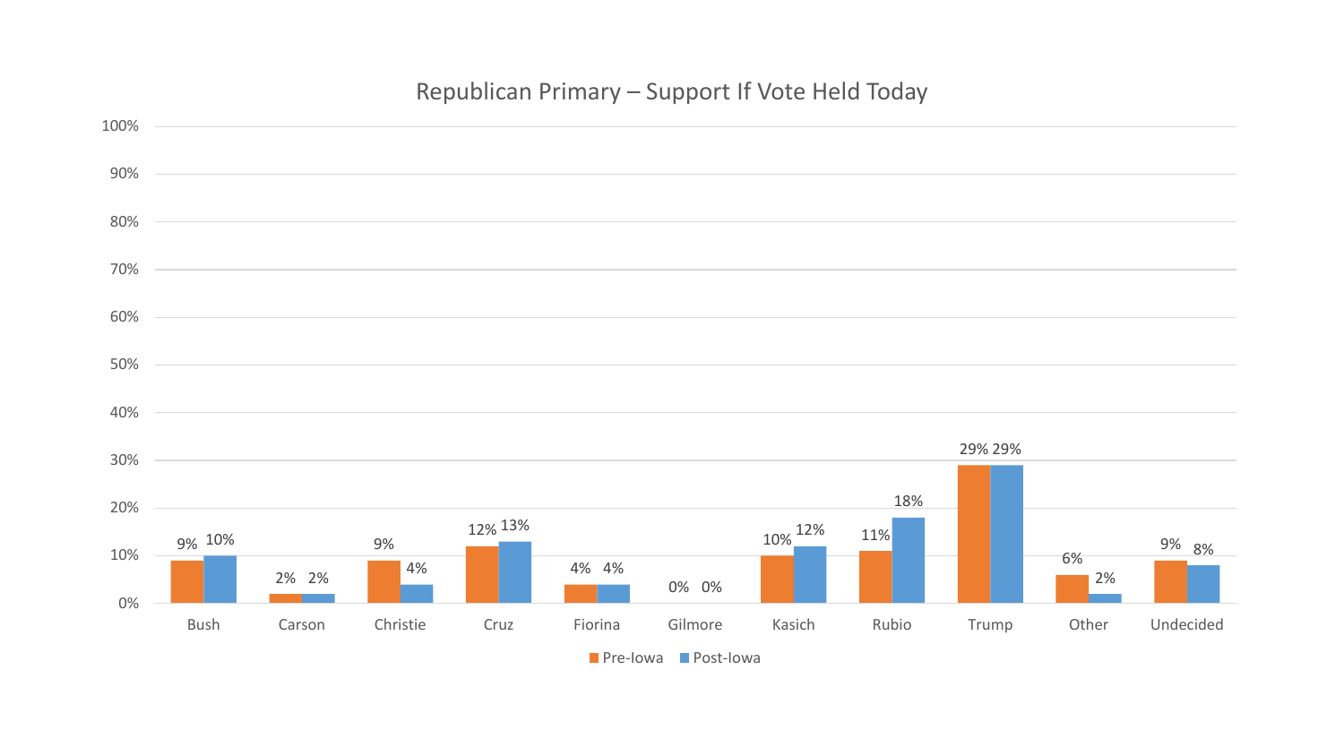## Republican Primary – Support If Vote Held Today

| Candidate | Pre-Iowa | Post-Iowa |
|---|---|---|
| Bush | 9% | 10% |
| Carson | 2% | 2% |
| Christie | 9% | 4% |
| Cruz | 12% | 13% |
| Fiorina | 4% | 4% |
| Gilmore | 0% | 0% |
| Kasich | 10% | 12% |
| Rubio | 11% | 18% |
| Trump | 29% | 29% |
| Other | 6% | 2% |
| Undecided | 9% | 8% |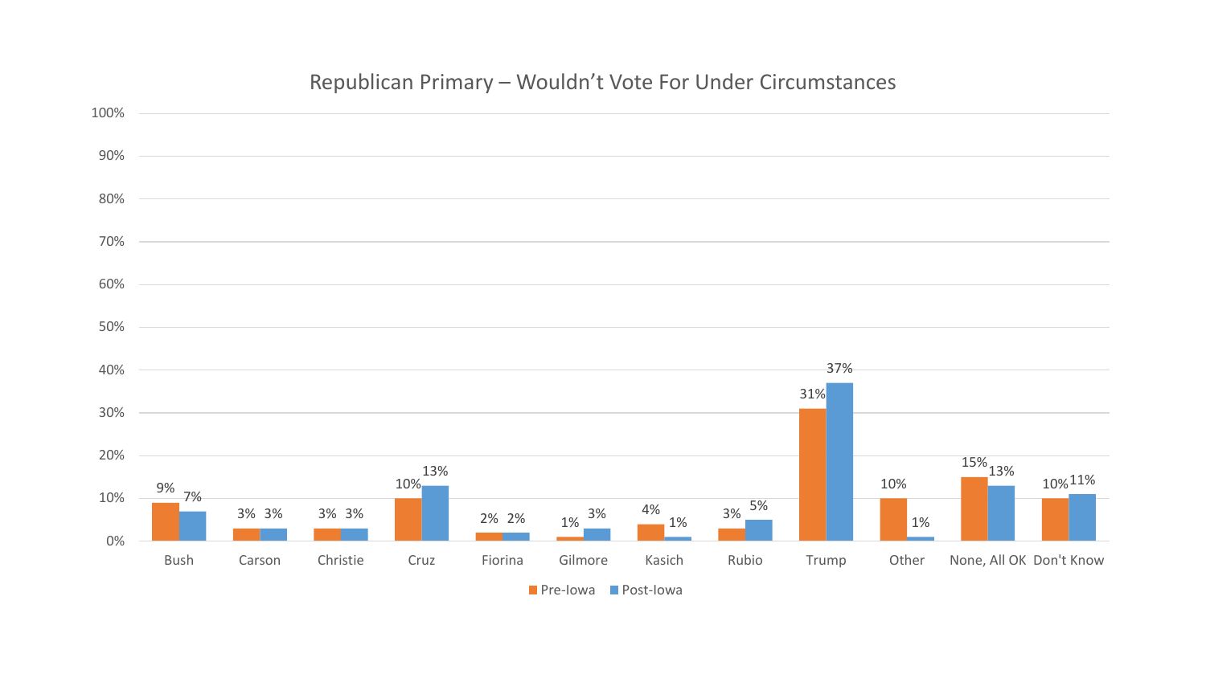## Republican Primary – Wouldn't Vote For Under Circumstances

| Candidate | Pre-Iowa | Post-Iowa |
|---|---|---|
| Bush | 9% | 7% |
| Carson | 3% | 3% |
| Christie | 3% | 3% |
| Cruz | 10% | 13% |
| Fiorina | 2% | 2% |
| Gilmore | 1% | 3% |
| Kasich | 4% | 1% |
| Rubio | 3% | 5% |
| Trump | 31% | 37% |
| Other | 10% | 1% |
| None, All OK | 15% | 13% |
| Don't Know | 10% | 11% |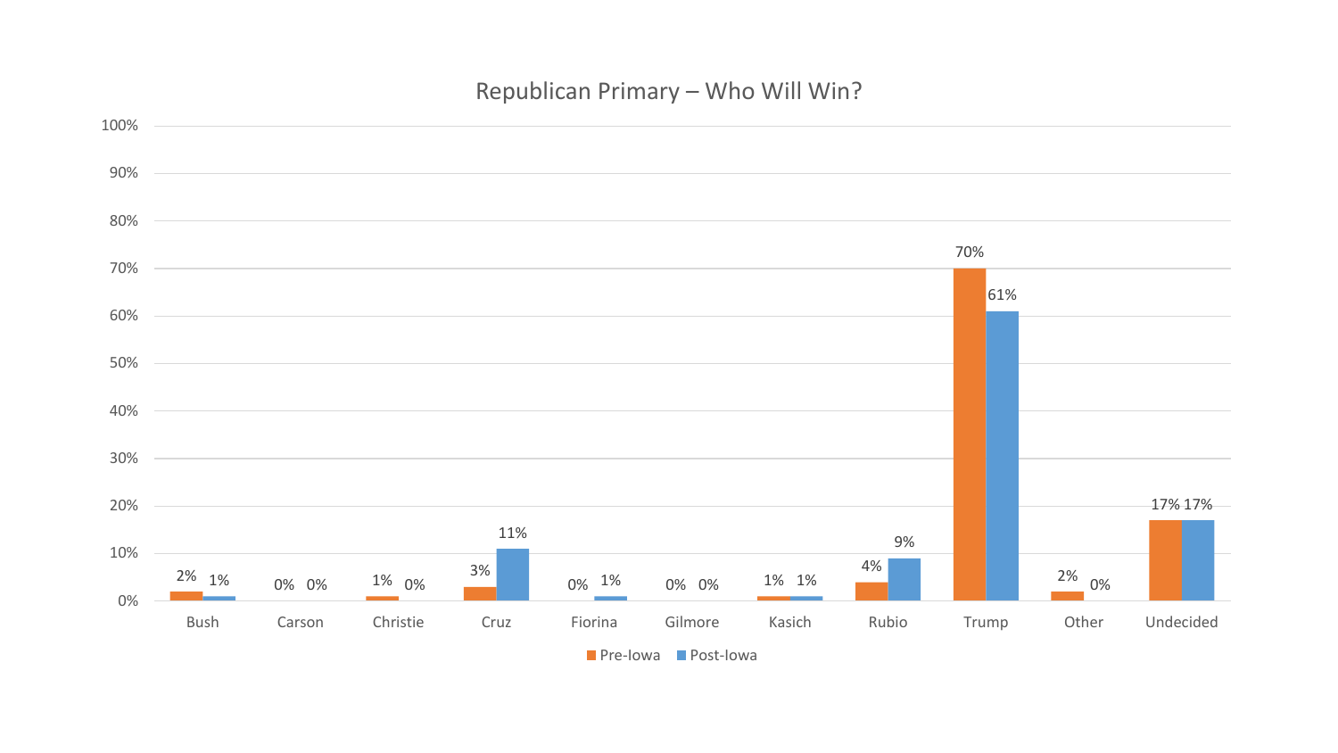Republican Primary – Who Will Win?

100%
90%
80%
70%
60%
50%
40%
30%
20%
10%
0%

Bush 2% 1%
Carson 0% 0%
Christie 1% 0%
Cruz 3% 11%
Fiorina 0% 1%
Gilmore 0% 0%
Kasich 1% 1%
Rubio 4% 9%
Trump 70% 61%
Other 2% 0%
Undecided 17% 17%

Pre-Iowa
Post-Iowa